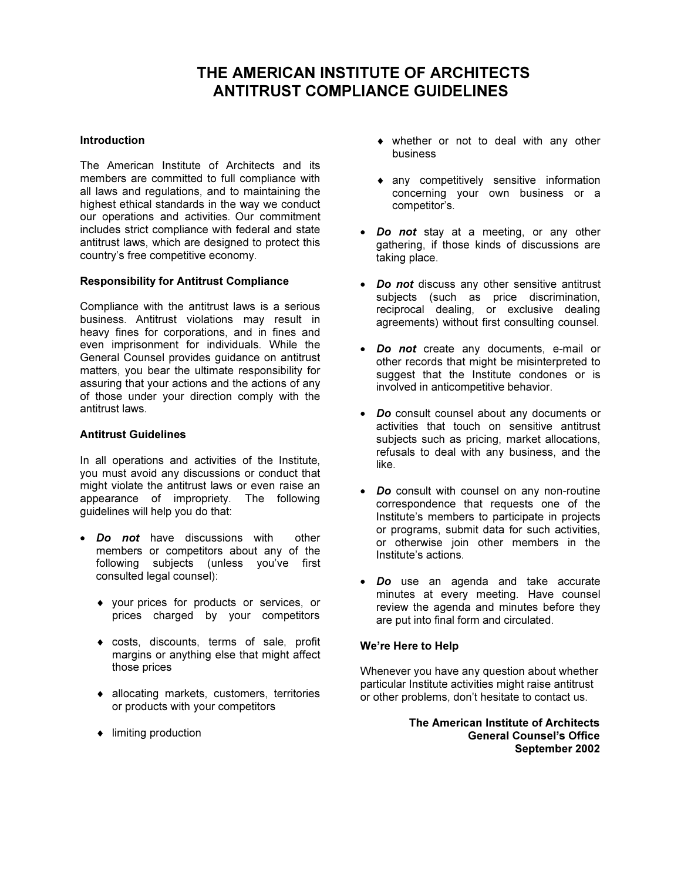# THE AMERICAN INSTITUTE OF ARCHITECTS ANTITRUST COMPLIANCE GUIDELINES

### Introduction

The American Institute of Architects and its members are committed to full compliance with all laws and regulations, and to maintaining the highest ethical standards in the way we conduct our operations and activities. Our commitment includes strict compliance with federal and state antitrust laws, which are designed to protect this country's free competitive economy.

### Responsibility for Antitrust Compliance

Compliance with the antitrust laws is a serious business. Antitrust violations may result in heavy fines for corporations, and in fines and even imprisonment for individuals. While the General Counsel provides guidance on antitrust matters, you bear the ultimate responsibility for assuring that your actions and the actions of any of those under your direction comply with the antitrust laws.

### Antitrust Guidelines

In all operations and activities of the Institute, you must avoid any discussions or conduct that might violate the antitrust laws or even raise an appearance of impropriety. The following guidelines will help you do that:

- ***Do not*** have discussions with other members or competitors about any of the following subjects (unless you've first consulted legal counsel):
  - your prices for products or services, or prices charged by your competitors
  - costs, discounts, terms of sale, profit margins or anything else that might affect those prices
  - allocating markets, customers, territories or products with your competitors
  - limiting production
  - whether or not to deal with any other business
  - any competitively sensitive information concerning your own business or a competitor's.
- ***Do not*** stay at a meeting, or any other gathering, if those kinds of discussions are taking place.
- ***Do not*** discuss any other sensitive antitrust subjects (such as price discrimination, reciprocal dealing, or exclusive dealing agreements) without first consulting counsel.
- ***Do not*** create any documents, e-mail or other records that might be misinterpreted to suggest that the Institute condones or is involved in anticompetitive behavior.
- ***Do*** consult counsel about any documents or activities that touch on sensitive antitrust subjects such as pricing, market allocations, refusals to deal with any business, and the like.
- ***Do*** consult with counsel on any non-routine correspondence that requests one of the Institute's members to participate in projects or programs, submit data for such activities, or otherwise join other members in the Institute's actions.
- ***Do*** use an agenda and take accurate minutes at every meeting. Have counsel review the agenda and minutes before they are put into final form and circulated.

### We're Here to Help

Whenever you have any question about whether particular Institute activities might raise antitrust or other problems, don't hesitate to contact us.

**The American Institute of Architects**
**General Counsel's Office**
**September 2002**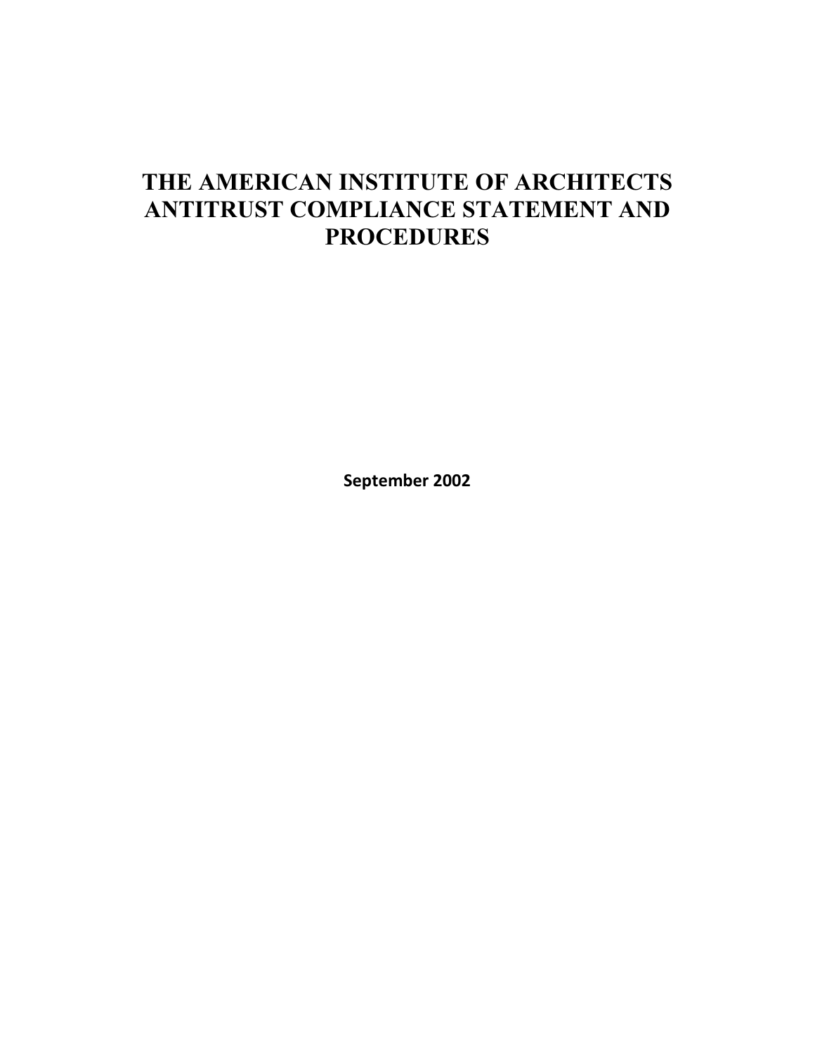# THE AMERICAN INSTITUTE OF ARCHITECTS ANTITRUST COMPLIANCE STATEMENT AND PROCEDURES

**September 2002**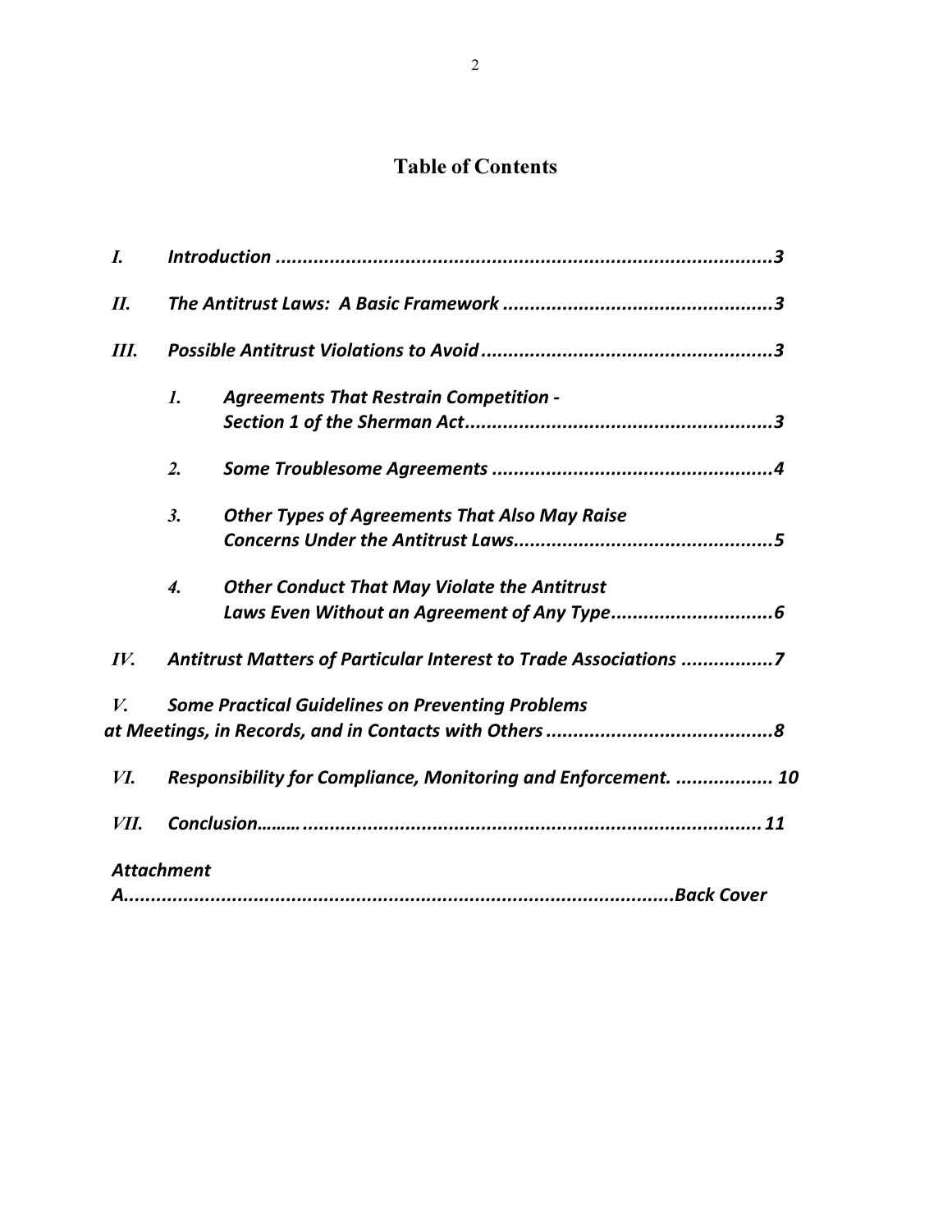# Table of Contents

*I.* ***Introduction*** **...........................................................................................3**

*II.* ***The Antitrust Laws: A Basic Framework*** **..................................................3**

*III.* ***Possible Antitrust Violations to Avoid*** **......................................................3**

- *1.* ***Agreements That Restrain Competition - Section 1 of the Sherman Act*** **.........................................................3**
- *2.* ***Some Troublesome Agreements*** **....................................................4**
- *3.* ***Other Types of Agreements That Also May Raise Concerns Under the Antitrust Laws*** **................................................5**
- *4.* ***Other Conduct That May Violate the Antitrust Laws Even Without an Agreement of Any Type*** **.............................6**

*IV.* ***Antitrust Matters of Particular Interest to Trade Associations*** **.................7**

*V.* ***Some Practical Guidelines on Preventing Problems at Meetings, in Records, and in Contacts with Others*** **..........................................8**

*VI.* ***Responsibility for Compliance, Monitoring and Enforcement.*** **.................. 10**

*VII.* ***Conclusion*** **......... ..................................................................................... 11**

***Attachment A*** **.....................................................................................Back Cover**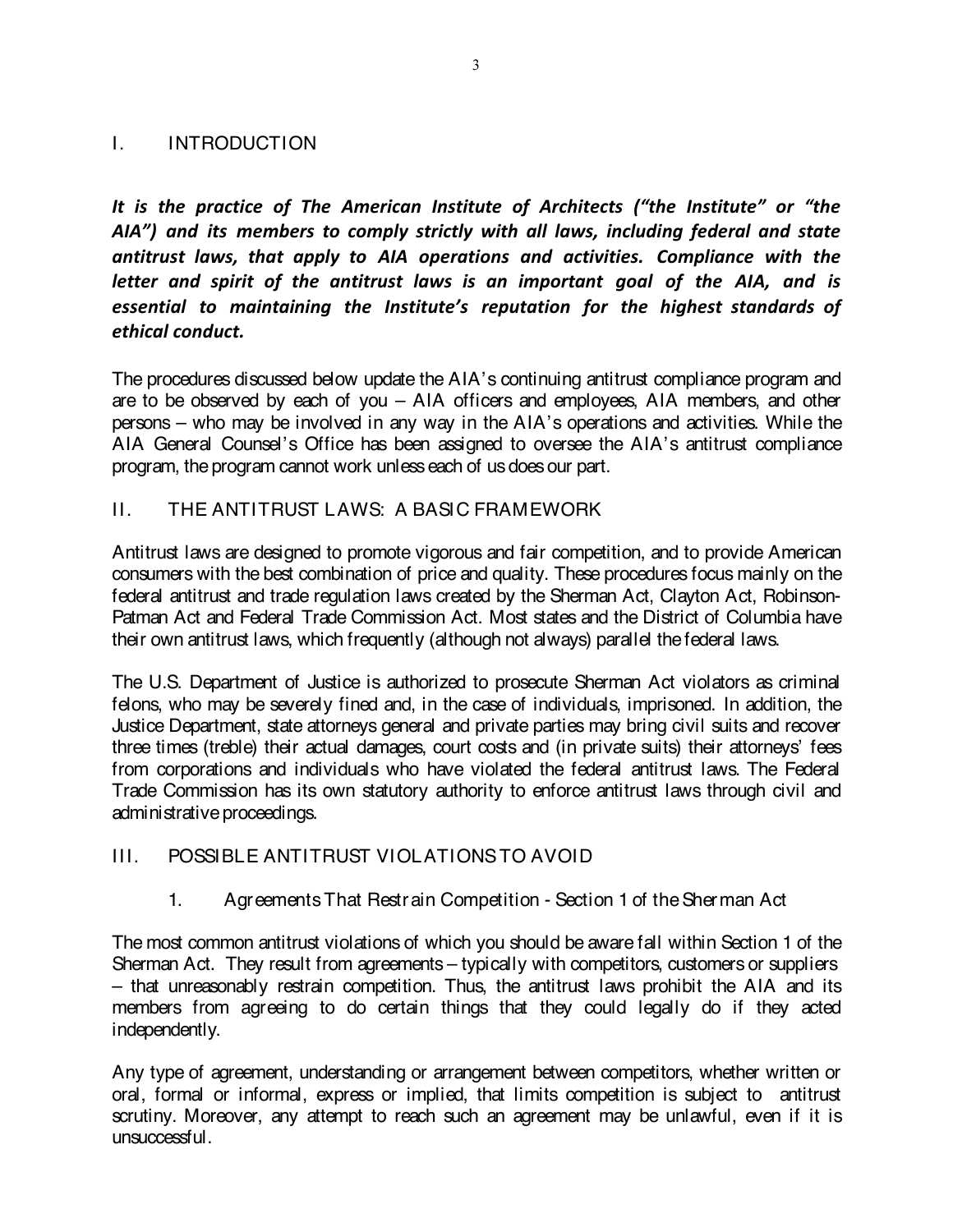## I. INTRODUCTION

***It is the practice of The American Institute of Architects ("the Institute" or "the AIA") and its members to comply strictly with all laws, including federal and state antitrust laws, that apply to AIA operations and activities. Compliance with the letter and spirit of the antitrust laws is an important goal of the AIA, and is essential to maintaining the Institute's reputation for the highest standards of ethical conduct.***

The procedures discussed below update the AIA's continuing antitrust compliance program and are to be observed by each of you – AIA officers and employees, AIA members, and other persons – who may be involved in any way in the AIA's operations and activities. While the AIA General Counsel's Office has been assigned to oversee the AIA's antitrust compliance program, the program cannot work unless each of us does our part.

## II. THE ANTITRUST LAWS: A BASIC FRAMEWORK

Antitrust laws are designed to promote vigorous and fair competition, and to provide American consumers with the best combination of price and quality. These procedures focus mainly on the federal antitrust and trade regulation laws created by the Sherman Act, Clayton Act, Robinson-Patman Act and Federal Trade Commission Act. Most states and the District of Columbia have their own antitrust laws, which frequently (although not always) parallel the federal laws.

The U.S. Department of Justice is authorized to prosecute Sherman Act violators as criminal felons, who may be severely fined and, in the case of individuals, imprisoned. In addition, the Justice Department, state attorneys general and private parties may bring civil suits and recover three times (treble) their actual damages, court costs and (in private suits) their attorneys' fees from corporations and individuals who have violated the federal antitrust laws. The Federal Trade Commission has its own statutory authority to enforce antitrust laws through civil and administrative proceedings.

## III. POSSIBLE ANTITRUST VIOLATIONS TO AVOID

### 1. Agreements That Restrain Competition - Section 1 of the Sherman Act

The most common antitrust violations of which you should be aware fall within Section 1 of the Sherman Act. They result from agreements – typically with competitors, customers or suppliers – that unreasonably restrain competition. Thus, the antitrust laws prohibit the AIA and its members from agreeing to do certain things that they could legally do if they acted independently.

Any type of agreement, understanding or arrangement between competitors, whether written or oral, formal or informal, express or implied, that limits competition is subject to antitrust scrutiny. Moreover, any attempt to reach such an agreement may be unlawful, even if it is unsuccessful.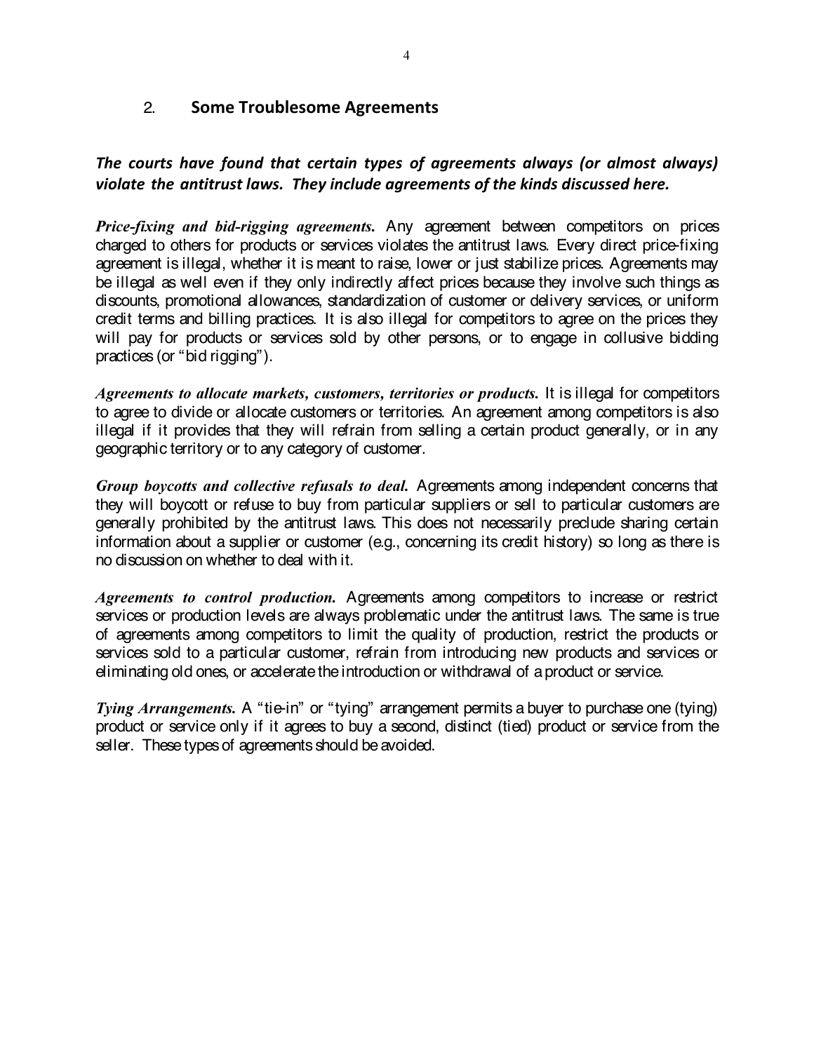## 2. Some Troublesome Agreements

***The courts have found that certain types of agreements always (or almost always) violate the antitrust laws. They include agreements of the kinds discussed here.***

***Price-fixing and bid-rigging agreements.*** Any agreement between competitors on prices charged to others for products or services violates the antitrust laws. Every direct price-fixing agreement is illegal, whether it is meant to raise, lower or just stabilize prices. Agreements may be illegal as well even if they only indirectly affect prices because they involve such things as discounts, promotional allowances, standardization of customer or delivery services, or uniform credit terms and billing practices. It is also illegal for competitors to agree on the prices they will pay for products or services sold by other persons, or to engage in collusive bidding practices (or "bid rigging").

***Agreements to allocate markets, customers, territories or products.*** It is illegal for competitors to agree to divide or allocate customers or territories. An agreement among competitors is also illegal if it provides that they will refrain from selling a certain product generally, or in any geographic territory or to any category of customer.

***Group boycotts and collective refusals to deal.*** Agreements among independent concerns that they will boycott or refuse to buy from particular suppliers or sell to particular customers are generally prohibited by the antitrust laws. This does not necessarily preclude sharing certain information about a supplier or customer (e.g., concerning its credit history) so long as there is no discussion on whether to deal with it.

***Agreements to control production.*** Agreements among competitors to increase or restrict services or production levels are always problematic under the antitrust laws. The same is true of agreements among competitors to limit the quality of production, restrict the products or services sold to a particular customer, refrain from introducing new products and services or eliminating old ones, or accelerate the introduction or withdrawal of a product or service.

***Tying Arrangements.*** A "tie-in" or "tying" arrangement permits a buyer to purchase one (tying) product or service only if it agrees to buy a second, distinct (tied) product or service from the seller. These types of agreements should be avoided.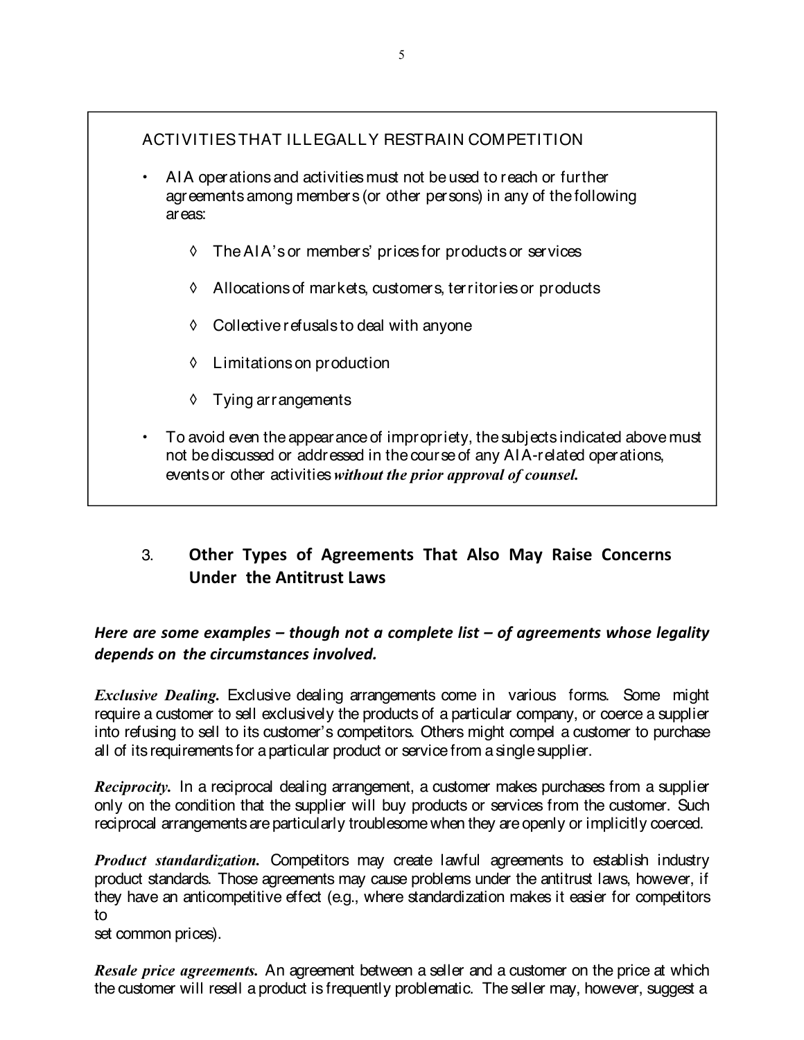ACTIVITIES THAT ILLEGALLY RESTRAIN COMPETITION

- AIA operations and activities must not be used to reach or further agreements among members (or other persons) in any of the following areas:
  - ◊ The AIA's or members' prices for products or services
  - ◊ Allocations of markets, customers, territories or products
  - ◊ Collective refusals to deal with anyone
  - ◊ Limitations on production
  - ◊ Tying arrangements
- To avoid even the appearance of impropriety, the subjects indicated above must not be discussed or addressed in the course of any AIA-related operations, events or other activities ***without the prior approval of counsel.***

## 3. Other Types of Agreements That Also May Raise Concerns Under the Antitrust Laws

***Here are some examples – though not a complete list – of agreements whose legality depends on the circumstances involved.***

***Exclusive Dealing.*** Exclusive dealing arrangements come in various forms. Some might require a customer to sell exclusively the products of a particular company, or coerce a supplier into refusing to sell to its customer's competitors. Others might compel a customer to purchase all of its requirements for a particular product or service from a single supplier.

***Reciprocity.*** In a reciprocal dealing arrangement, a customer makes purchases from a supplier only on the condition that the supplier will buy products or services from the customer. Such reciprocal arrangements are particularly troublesome when they are openly or implicitly coerced.

***Product standardization.*** Competitors may create lawful agreements to establish industry product standards. Those agreements may cause problems under the antitrust laws, however, if they have an anticompetitive effect (e.g., where standardization makes it easier for competitors to set common prices).

***Resale price agreements.*** An agreement between a seller and a customer on the price at which the customer will resell a product is frequently problematic. The seller may, however, suggest a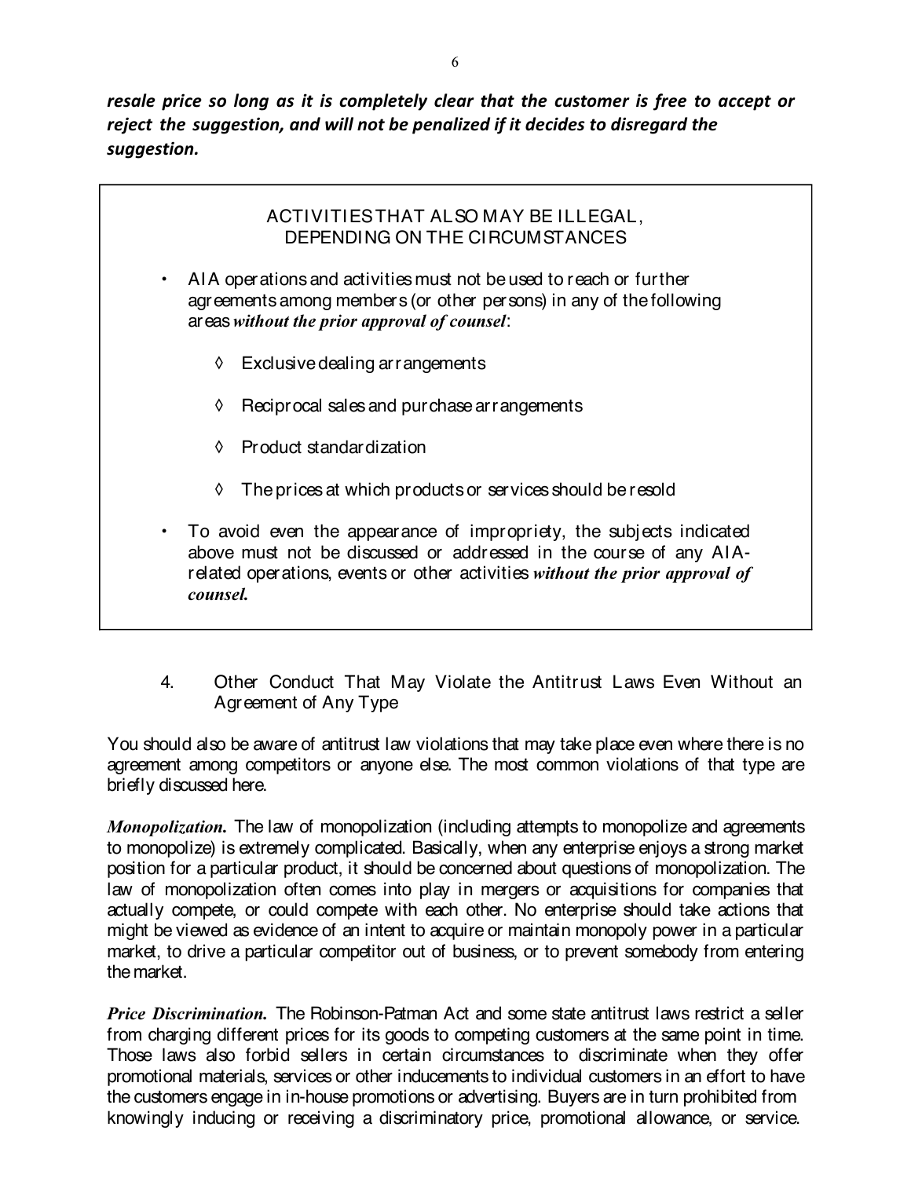***resale price so long as it is completely clear that the customer is free to accept or reject the suggestion, and will not be penalized if it decides to disregard the suggestion.***

> ACTIVITIES THAT ALSO MAY BE ILLEGAL, DEPENDING ON THE CIRCUMSTANCES
>
> - AIA operations and activities must not be used to reach or further agreements among members (or other persons) in any of the following areas ***without the prior approval of counsel***:
>     - ◊ Exclusive dealing arrangements
>     - ◊ Reciprocal sales and purchase arrangements
>     - ◊ Product standardization
>     - ◊ The prices at which products or services should be resold
> - To avoid even the appearance of impropriety, the subjects indicated above must not be discussed or addressed in the course of any AIA-related operations, events or other activities ***without the prior approval of counsel.***

4. Other Conduct That May Violate the Antitrust Laws Even Without an Agreement of Any Type

You should also be aware of antitrust law violations that may take place even where there is no agreement among competitors or anyone else. The most common violations of that type are briefly discussed here.

***Monopolization.*** The law of monopolization (including attempts to monopolize and agreements to monopolize) is extremely complicated. Basically, when any enterprise enjoys a strong market position for a particular product, it should be concerned about questions of monopolization. The law of monopolization often comes into play in mergers or acquisitions for companies that actually compete, or could compete with each other. No enterprise should take actions that might be viewed as evidence of an intent to acquire or maintain monopoly power in a particular market, to drive a particular competitor out of business, or to prevent somebody from entering the market.

***Price Discrimination.*** The Robinson-Patman Act and some state antitrust laws restrict a seller from charging different prices for its goods to competing customers at the same point in time. Those laws also forbid sellers in certain circumstances to discriminate when they offer promotional materials, services or other inducements to individual customers in an effort to have the customers engage in in-house promotions or advertising. Buyers are in turn prohibited from knowingly inducing or receiving a discriminatory price, promotional allowance, or service.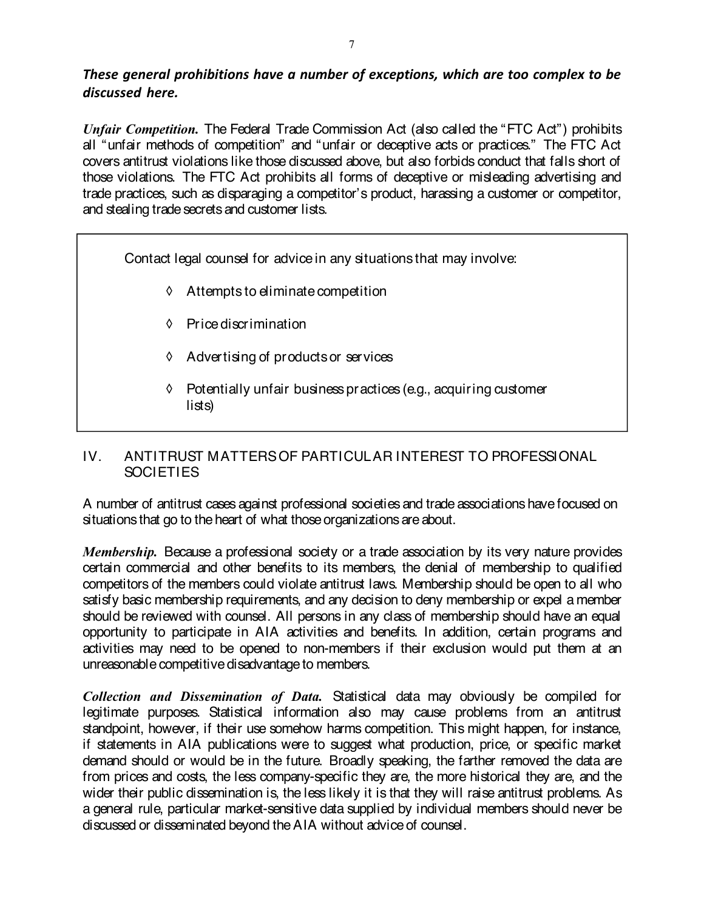***These general prohibitions have a number of exceptions, which are too complex to be discussed here.***

***Unfair Competition.*** The Federal Trade Commission Act (also called the "FTC Act") prohibits all "unfair methods of competition" and "unfair or deceptive acts or practices." The FTC Act covers antitrust violations like those discussed above, but also forbids conduct that falls short of those violations. The FTC Act prohibits all forms of deceptive or misleading advertising and trade practices, such as disparaging a competitor's product, harassing a customer or competitor, and stealing trade secrets and customer lists.

> Contact legal counsel for advice in any situations that may involve:
>
> ◊ Attempts to eliminate competition
>
> ◊ Price discrimination
>
> ◊ Advertising of products or services
>
> ◊ Potentially unfair business practices (e.g., acquiring customer lists)

## IV. ANTITRUST MATTERS OF PARTICULAR INTEREST TO PROFESSIONAL SOCIETIES

A number of antitrust cases against professional societies and trade associations have focused on situations that go to the heart of what those organizations are about.

***Membership.*** Because a professional society or a trade association by its very nature provides certain commercial and other benefits to its members, the denial of membership to qualified competitors of the members could violate antitrust laws. Membership should be open to all who satisfy basic membership requirements, and any decision to deny membership or expel a member should be reviewed with counsel. All persons in any class of membership should have an equal opportunity to participate in AIA activities and benefits. In addition, certain programs and activities may need to be opened to non-members if their exclusion would put them at an unreasonable competitive disadvantage to members.

***Collection and Dissemination of Data.*** Statistical data may obviously be compiled for legitimate purposes. Statistical information also may cause problems from an antitrust standpoint, however, if their use somehow harms competition. This might happen, for instance, if statements in AIA publications were to suggest what production, price, or specific market demand should or would be in the future. Broadly speaking, the farther removed the data are from prices and costs, the less company-specific they are, the more historical they are, and the wider their public dissemination is, the less likely it is that they will raise antitrust problems. As a general rule, particular market-sensitive data supplied by individual members should never be discussed or disseminated beyond the AIA without advice of counsel.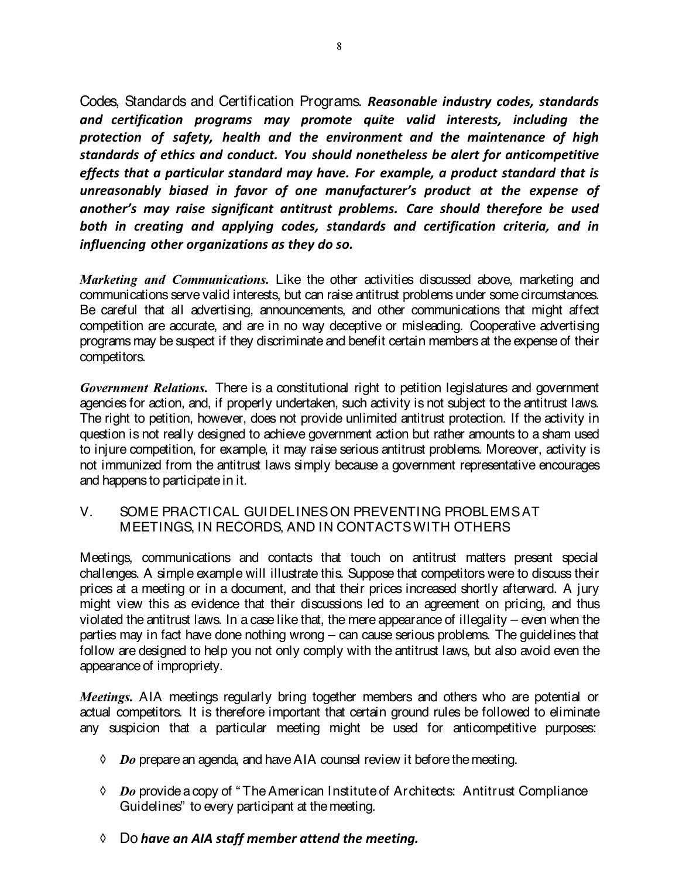Codes, Standards and Certification Programs. ***Reasonable industry codes, standards and certification programs may promote quite valid interests, including the protection of safety, health and the environment and the maintenance of high standards of ethics and conduct. You should nonetheless be alert for anticompetitive effects that a particular standard may have. For example, a product standard that is unreasonably biased in favor of one manufacturer's product at the expense of another's may raise significant antitrust problems. Care should therefore be used both in creating and applying codes, standards and certification criteria, and in influencing other organizations as they do so.***

***Marketing and Communications.*** Like the other activities discussed above, marketing and communications serve valid interests, but can raise antitrust problems under some circumstances. Be careful that all advertising, announcements, and other communications that might affect competition are accurate, and are in no way deceptive or misleading. Cooperative advertising programs may be suspect if they discriminate and benefit certain members at the expense of their competitors.

***Government Relations.*** There is a constitutional right to petition legislatures and government agencies for action, and, if properly undertaken, such activity is not subject to the antitrust laws. The right to petition, however, does not provide unlimited antitrust protection. If the activity in question is not really designed to achieve government action but rather amounts to a sham used to injure competition, for example, it may raise serious antitrust problems. Moreover, activity is not immunized from the antitrust laws simply because a government representative encourages and happens to participate in it.

## V. SOME PRACTICAL GUIDELINES ON PREVENTING PROBLEMS AT MEETINGS, IN RECORDS, AND IN CONTACTS WITH OTHERS

Meetings, communications and contacts that touch on antitrust matters present special challenges. A simple example will illustrate this. Suppose that competitors were to discuss their prices at a meeting or in a document, and that their prices increased shortly afterward. A jury might view this as evidence that their discussions led to an agreement on pricing, and thus violated the antitrust laws. In a case like that, the mere appearance of illegality – even when the parties may in fact have done nothing wrong – can cause serious problems. The guidelines that follow are designed to help you not only comply with the antitrust laws, but also avoid even the appearance of impropriety.

***Meetings.*** AIA meetings regularly bring together members and others who are potential or actual competitors. It is therefore important that certain ground rules be followed to eliminate any suspicion that a particular meeting might be used for anticompetitive purposes:

- ◊ ***Do*** prepare an agenda, and have AIA counsel review it before the meeting.
- ◊ ***Do*** provide a copy of "The American Institute of Architects: Antitrust Compliance Guidelines" to every participant at the meeting.
- ◊ Do ***have an AIA staff member attend the meeting.***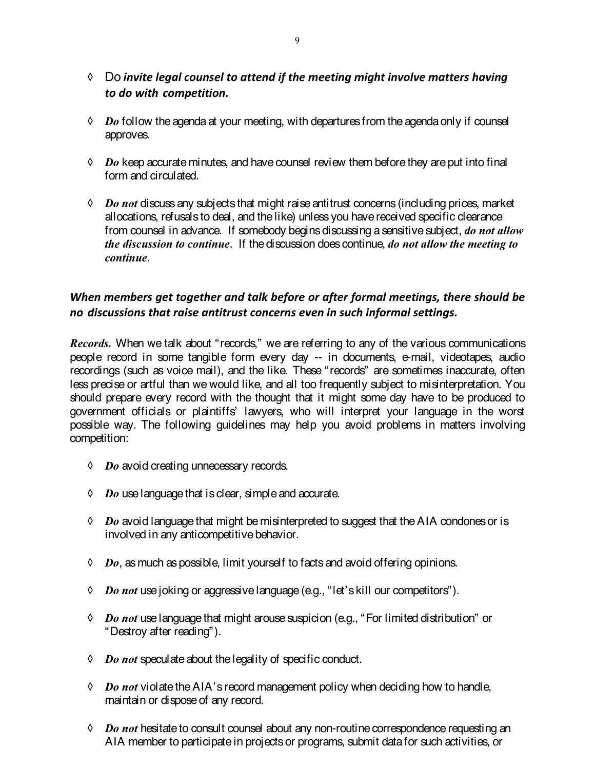- Do ***invite legal counsel to attend if the meeting might involve matters having to do with competition.***

- ***Do*** follow the agenda at your meeting, with departures from the agenda only if counsel approves.

- ***Do*** keep accurate minutes, and have counsel review them before they are put into final form and circulated.

- ***Do not*** discuss any subjects that might raise antitrust concerns (including prices, market allocations, refusals to deal, and the like) unless you have received specific clearance from counsel in advance. If somebody begins discussing a sensitive subject, ***do not allow the discussion to continue***. If the discussion does continue, ***do not allow the meeting to continue***.

***When members get together and talk before or after formal meetings, there should be no discussions that raise antitrust concerns even in such informal settings.***

***Records.*** When we talk about "records," we are referring to any of the various communications people record in some tangible form every day -- in documents, e-mail, videotapes, audio recordings (such as voice mail), and the like. These "records" are sometimes inaccurate, often less precise or artful than we would like, and all too frequently subject to misinterpretation. You should prepare every record with the thought that it might some day have to be produced to government officials or plaintiffs' lawyers, who will interpret your language in the worst possible way. The following guidelines may help you avoid problems in matters involving competition:

- ***Do*** avoid creating unnecessary records.

- ***Do*** use language that is clear, simple and accurate.

- ***Do*** avoid language that might be misinterpreted to suggest that the AIA condones or is involved in any anticompetitive behavior.

- ***Do***, as much as possible, limit yourself to facts and avoid offering opinions.

- ***Do not*** use joking or aggressive language (e.g., "let's kill our competitors").

- ***Do not*** use language that might arouse suspicion (e.g., "For limited distribution" or "Destroy after reading").

- ***Do not*** speculate about the legality of specific conduct.

- ***Do not*** violate the AIA's record management policy when deciding how to handle, maintain or dispose of any record.

- ***Do not*** hesitate to consult counsel about any non-routine correspondence requesting an AIA member to participate in projects or programs, submit data for such activities, or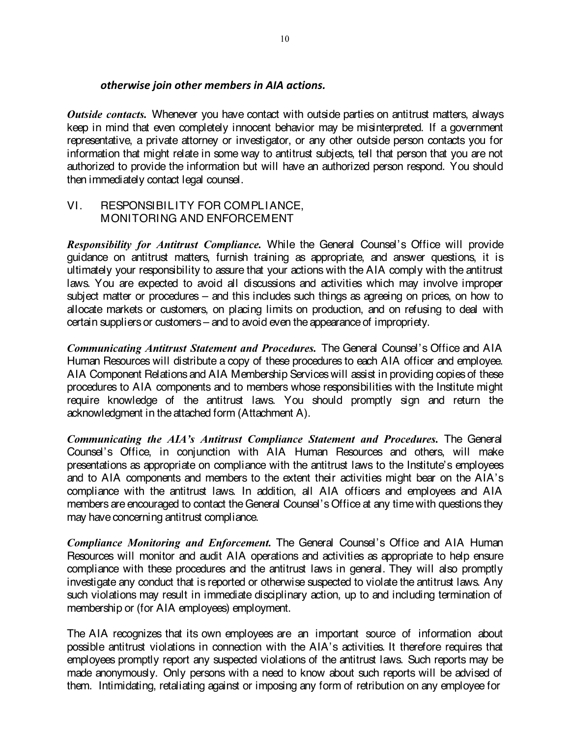***otherwise join other members in AIA actions.***

***Outside contacts.*** Whenever you have contact with outside parties on antitrust matters, always keep in mind that even completely innocent behavior may be misinterpreted. If a government representative, a private attorney or investigator, or any other outside person contacts you for information that might relate in some way to antitrust subjects, tell that person that you are not authorized to provide the information but will have an authorized person respond. You should then immediately contact legal counsel.

## VI. RESPONSIBILITY FOR COMPLIANCE, MONITORING AND ENFORCEMENT

***Responsibility for Antitrust Compliance.*** While the General Counsel's Office will provide guidance on antitrust matters, furnish training as appropriate, and answer questions, it is ultimately your responsibility to assure that your actions with the AIA comply with the antitrust laws. You are expected to avoid all discussions and activities which may involve improper subject matter or procedures – and this includes such things as agreeing on prices, on how to allocate markets or customers, on placing limits on production, and on refusing to deal with certain suppliers or customers – and to avoid even the appearance of impropriety.

***Communicating Antitrust Statement and Procedures.*** The General Counsel's Office and AIA Human Resources will distribute a copy of these procedures to each AIA officer and employee. AIA Component Relations and AIA Membership Services will assist in providing copies of these procedures to AIA components and to members whose responsibilities with the Institute might require knowledge of the antitrust laws. You should promptly sign and return the acknowledgment in the attached form (Attachment A).

***Communicating the AIA's Antitrust Compliance Statement and Procedures.*** The General Counsel's Office, in conjunction with AIA Human Resources and others, will make presentations as appropriate on compliance with the antitrust laws to the Institute's employees and to AIA components and members to the extent their activities might bear on the AIA's compliance with the antitrust laws. In addition, all AIA officers and employees and AIA members are encouraged to contact the General Counsel's Office at any time with questions they may have concerning antitrust compliance.

***Compliance Monitoring and Enforcement.*** The General Counsel's Office and AIA Human Resources will monitor and audit AIA operations and activities as appropriate to help ensure compliance with these procedures and the antitrust laws in general. They will also promptly investigate any conduct that is reported or otherwise suspected to violate the antitrust laws. Any such violations may result in immediate disciplinary action, up to and including termination of membership or (for AIA employees) employment.

The AIA recognizes that its own employees are an important source of information about possible antitrust violations in connection with the AIA's activities. It therefore requires that employees promptly report any suspected violations of the antitrust laws. Such reports may be made anonymously. Only persons with a need to know about such reports will be advised of them. Intimidating, retaliating against or imposing any form of retribution on any employee for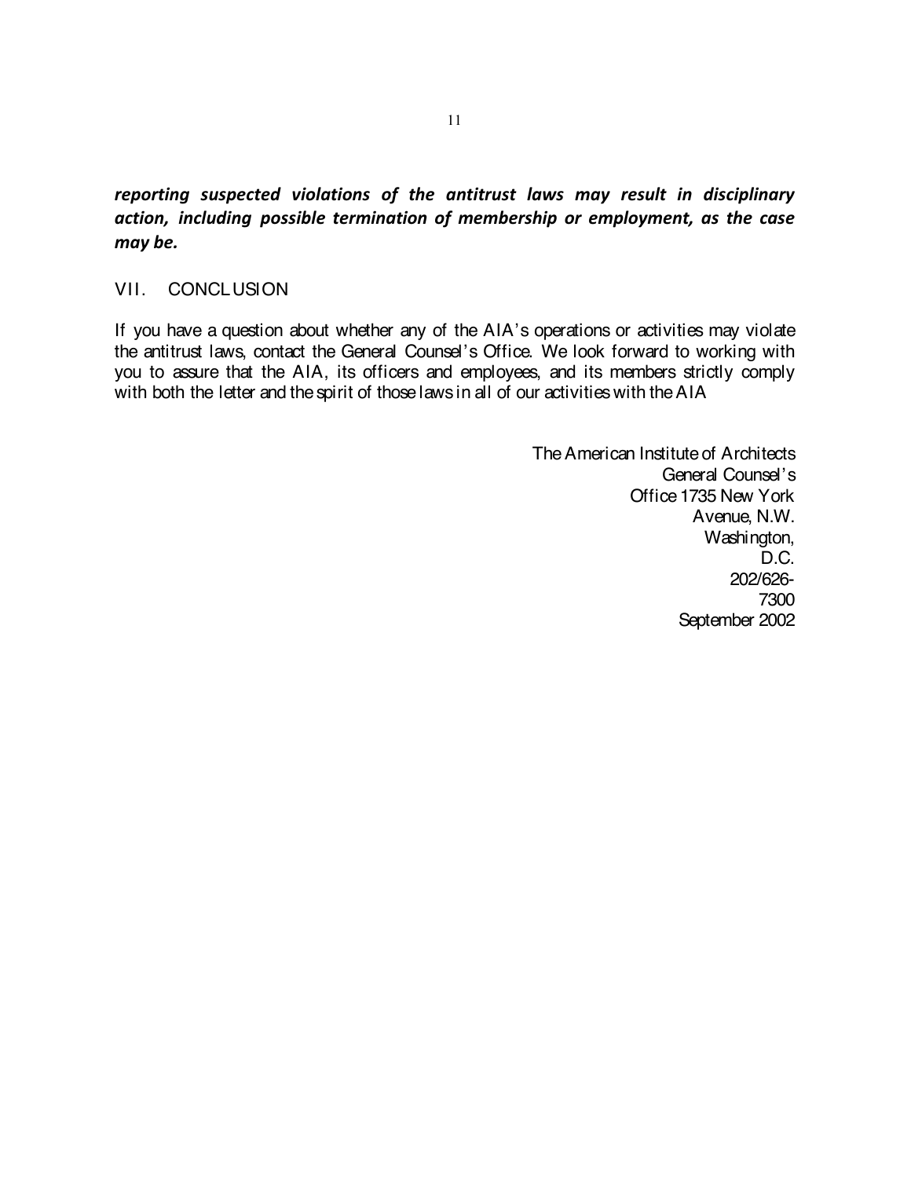***reporting suspected violations of the antitrust laws may result in disciplinary action, including possible termination of membership or employment, as the case may be.***

## VII. CONCLUSION

If you have a question about whether any of the AIA's operations or activities may violate the antitrust laws, contact the General Counsel's Office. We look forward to working with you to assure that the AIA, its officers and employees, and its members strictly comply with both the letter and the spirit of those laws in all of our activities with the AIA

The American Institute of Architects
General Counsel's
Office 1735 New York
Avenue, N.W.
Washington,
D.C.
202/626-
7300
September 2002